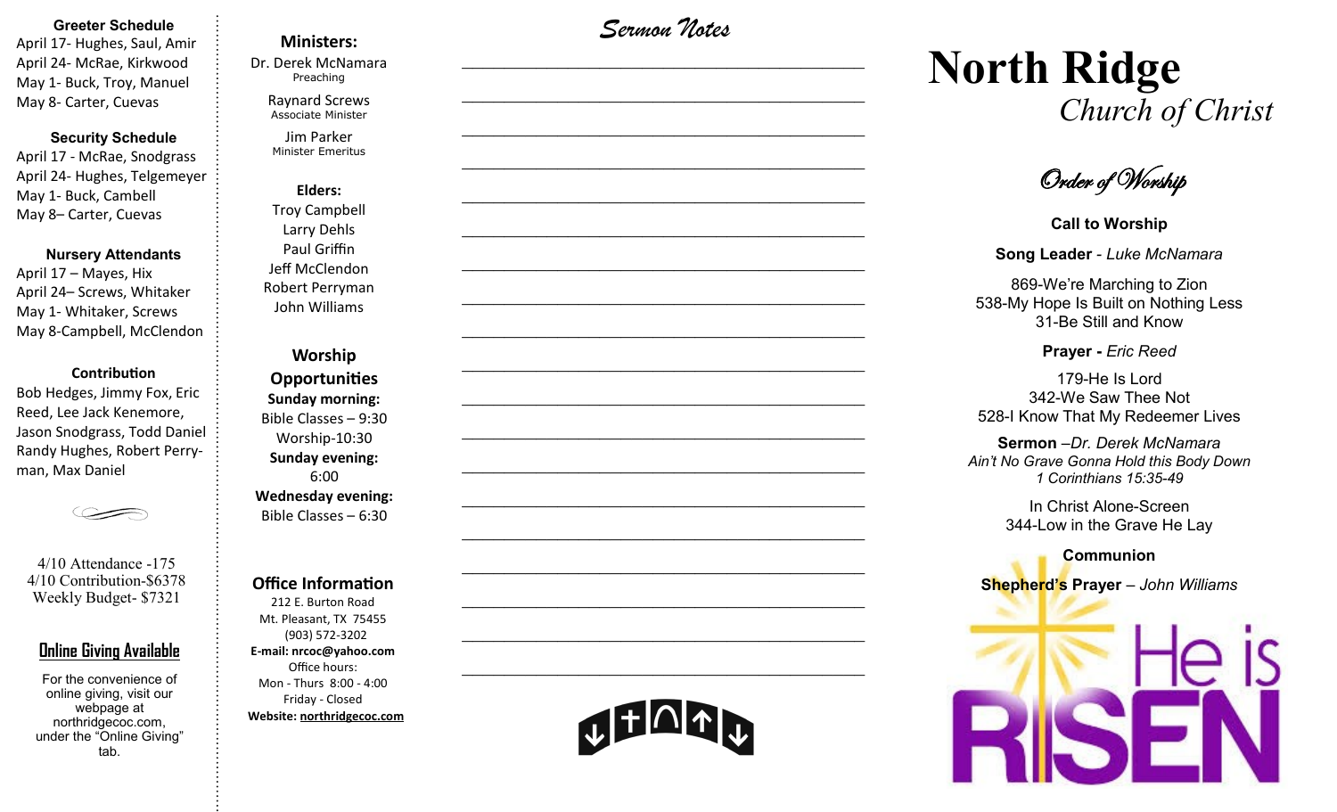### Greeter Schedule

April 17- Hughes, Saul, Amir
April 24- McRae, Kirkwood
May 1- Buck, Troy, Manuel
May 8- Carter, Cuevas

### Security Schedule

April 17 - McRae, Snodgrass
April 24- Hughes, Telgemeyer
May 1- Buck, Cambell
May 8– Carter, Cuevas

### Nursery Attendants

April 17 – Mayes, Hix
April 24– Screws, Whitaker
May 1- Whitaker, Screws
May 8-Campbell, McClendon

### Contribution

Bob Hedges, Jimmy Fox, Eric Reed, Lee Jack Kenemore, Jason Snodgrass, Todd Daniel Randy Hughes, Robert Perryman, Max Daniel

4/10 Attendance -175
4/10 Contribution-$6378
Weekly Budget- $7321

### Online Giving Available

For the convenience of online giving, visit our webpage at northridgecoc.com, under the "Online Giving" tab.

### Ministers:

Dr. Derek McNamara
Preaching

Raynard Screws
Associate Minister

Jim Parker
Minister Emeritus

### Elders:

Troy Campbell
Larry Dehls
Paul Griffin
Jeff McClendon
Robert Perryman
John Williams

### Worship Opportunities

**Sunday morning:**
Bible Classes – 9:30
Worship-10:30
**Sunday evening:**
6:00
**Wednesday evening:**
Bible Classes – 6:30

### Office Information

212 E. Burton Road
Mt. Pleasant, TX 75455
(903) 572-3202
**E-mail: nrcoc@yahoo.com**
Office hours:
Mon - Thurs 8:00 - 4:00
Friday - Closed
**Website: northridgecoc.com**

## Sermon Notes

______________________________________________

______________________________________________

______________________________________________

______________________________________________

______________________________________________

______________________________________________

______________________________________________

______________________________________________

______________________________________________

______________________________________________

______________________________________________

______________________________________________

______________________________________________

______________________________________________

______________________________________________

______________________________________________

______________________________________________

______________________________________________

______________________________________________

# North Ridge
*Church of Christ*

## Order of Worship

**Call to Worship**

**Song Leader** - *Luke McNamara*

869-We're Marching to Zion
538-My Hope Is Built on Nothing Less
31-Be Still and Know

**Prayer -** *Eric Reed*

179-He Is Lord
342-We Saw Thee Not
528-I Know That My Redeemer Lives

**Sermon** –*Dr. Derek McNamara*
*Ain't No Grave Gonna Hold this Body Down*
*1 Corinthians 15:35-49*

In Christ Alone-Screen
344-Low in the Grave He Lay

**Communion**

**Shepherd's Prayer** – *John Williams*

He is RISEN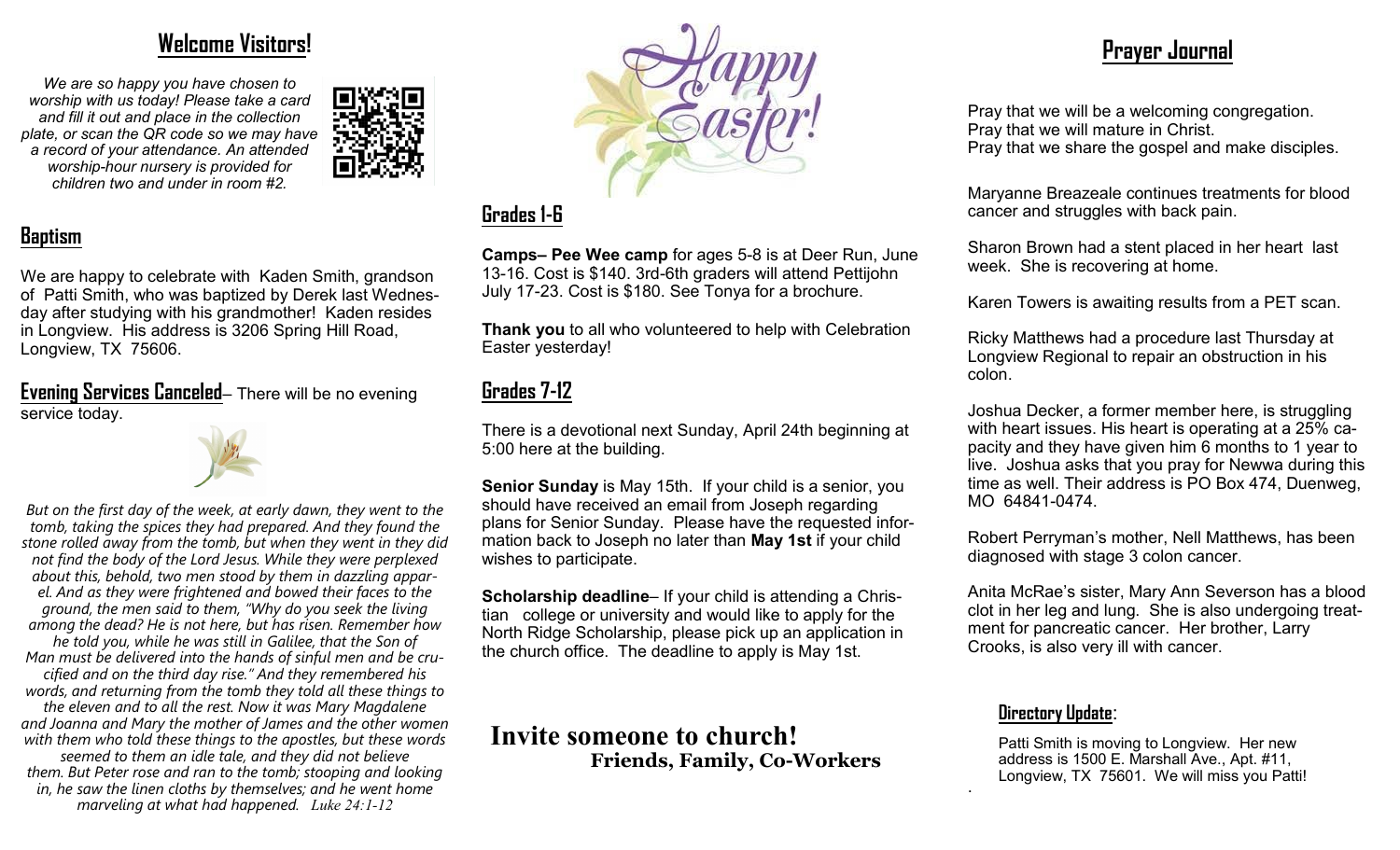## Welcome Visitors!

*We are so happy you have chosen to worship with us today! Please take a card and fill it out and place in the collection plate, or scan the QR code so we may have a record of your attendance. An attended worship-hour nursery is provided for children two and under in room #2.*

## Baptism

We are happy to celebrate with Kaden Smith, grandson of Patti Smith, who was baptized by Derek last Wednesday after studying with his grandmother! Kaden resides in Longview. His address is 3206 Spring Hill Road, Longview, TX 75606.

**Evening Services Canceled**– There will be no evening service today.

*But on the first day of the week, at early dawn, they went to the tomb, taking the spices they had prepared. And they found the stone rolled away from the tomb, but when they went in they did not find the body of the Lord Jesus. While they were perplexed about this, behold, two men stood by them in dazzling apparel. And as they were frightened and bowed their faces to the ground, the men said to them, "Why do you seek the living among the dead? He is not here, but has risen. Remember how he told you, while he was still in Galilee, that the Son of Man must be delivered into the hands of sinful men and be crucified and on the third day rise." And they remembered his words, and returning from the tomb they told all these things to the eleven and to all the rest. Now it was Mary Magdalene and Joanna and Mary the mother of James and the other women with them who told these things to the apostles, but these words seemed to them an idle tale, and they did not believe them. But Peter rose and ran to the tomb; stooping and looking in, he saw the linen cloths by themselves; and he went home marveling at what had happened. Luke 24:1-12*

Happy Easter!

## Grades 1-6

**Camps– Pee Wee camp** for ages 5-8 is at Deer Run, June 13-16. Cost is $140. 3rd-6th graders will attend Pettijohn July 17-23. Cost is $180. See Tonya for a brochure.

**Thank you** to all who volunteered to help with Celebration Easter yesterday!

## Grades 7-12

There is a devotional next Sunday, April 24th beginning at 5:00 here at the building.

**Senior Sunday** is May 15th. If your child is a senior, you should have received an email from Joseph regarding plans for Senior Sunday. Please have the requested information back to Joseph no later than **May 1st** if your child wishes to participate.

**Scholarship deadline**– If your child is attending a Christian college or university and would like to apply for the North Ridge Scholarship, please pick up an application in the church office. The deadline to apply is May 1st.

**Invite someone to church!**
**Friends, Family, Co-Workers**

## Prayer Journal

Pray that we will be a welcoming congregation.
Pray that we will mature in Christ.
Pray that we share the gospel and make disciples.

Maryanne Breazeale continues treatments for blood cancer and struggles with back pain.

Sharon Brown had a stent placed in her heart last week. She is recovering at home.

Karen Towers is awaiting results from a PET scan.

Ricky Matthews had a procedure last Thursday at Longview Regional to repair an obstruction in his colon.

Joshua Decker, a former member here, is struggling with heart issues. His heart is operating at a 25% capacity and they have given him 6 months to 1 year to live. Joshua asks that you pray for Newwa during this time as well. Their address is PO Box 474, Duenweg, MO 64841-0474.

Robert Perryman's mother, Nell Matthews, has been diagnosed with stage 3 colon cancer.

Anita McRae's sister, Mary Ann Severson has a blood clot in her leg and lung. She is also undergoing treatment for pancreatic cancer. Her brother, Larry Crooks, is also very ill with cancer.

**Directory Update**:

Patti Smith is moving to Longview. Her new address is 1500 E. Marshall Ave., Apt. #11, Longview, TX 75601. We will miss you Patti!